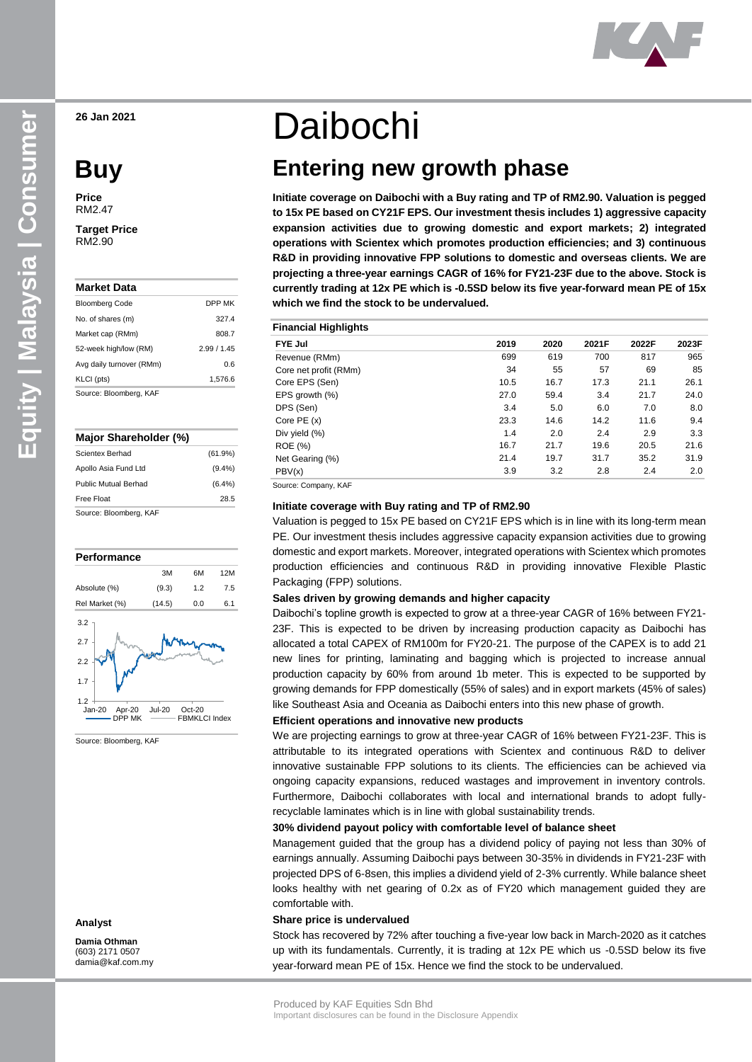26 Jan 2021

# Daibochi

## Entering new growth phase

# Buy

**Price**
RM2.47

**Target Price**
RM2.90

### Market Data

| | |
|---|---|
| Bloomberg Code | DPP MK |
| No. of shares (m) | 327.4 |
| Market cap (RMm) | 808.7 |
| 52-week high/low (RM) | 2.99 / 1.45 |
| Avg daily turnover (RMm) | 0.6 |
| KLCI (pts) | 1,576.6 |

Source: Bloomberg, KAF

### Major Shareholder (%)

| | |
|---|---|
| Scientex Berhad | (61.9%) |
| Apollo Asia Fund Ltd | (9.4%) |
| Public Mutual Berhad | (6.4%) |
| Free Float | 28.5 |

Source: Bloomberg, KAF

### Performance

| | 3M | 6M | 12M |
|---|---|---|---|
| Absolute (%) | (9.3) | 1.2 | 7.5 |
| Rel Market (%) | (14.5) | 0.0 | 6.1 |

Source: Bloomberg, KAF

**Analyst**

**Damia Othman**
(603) 2171 0507
damia@kaf.com.my

**Initiate coverage on Daibochi with a Buy rating and TP of RM2.90. Valuation is pegged to 15x PE based on CY21F EPS. Our investment thesis includes 1) aggressive capacity expansion activities due to growing domestic and export markets; 2) integrated operations with Scientex which promotes production efficiencies; and 3) continuous R&D in providing innovative FPP solutions to domestic and overseas clients. We are projecting a three-year earnings CAGR of 16% for FY21-23F due to the above. Stock is currently trading at 12x PE which is -0.5SD below its five year-forward mean PE of 15x which we find the stock to be undervalued.**

### Financial Highlights

| FYE Jul | 2019 | 2020 | 2021F | 2022F | 2023F |
|---|---|---|---|---|---|
| Revenue (RMm) | 699 | 619 | 700 | 817 | 965 |
| Core net profit (RMm) | 34 | 55 | 57 | 69 | 85 |
| Core EPS (Sen) | 10.5 | 16.7 | 17.3 | 21.1 | 26.1 |
| EPS growth (%) | 27.0 | 59.4 | 3.4 | 21.7 | 24.0 |
| DPS (Sen) | 3.4 | 5.0 | 6.0 | 7.0 | 8.0 |
| Core PE (x) | 23.3 | 14.6 | 14.2 | 11.6 | 9.4 |
| Div yield (%) | 1.4 | 2.0 | 2.4 | 2.9 | 3.3 |
| ROE (%) | 16.7 | 21.7 | 19.6 | 20.5 | 21.6 |
| Net Gearing (%) | 21.4 | 19.7 | 31.7 | 35.2 | 31.9 |
| PBV(x) | 3.9 | 3.2 | 2.8 | 2.4 | 2.0 |

Source: Company, KAF

### Initiate coverage with Buy rating and TP of RM2.90

Valuation is pegged to 15x PE based on CY21F EPS which is in line with its long-term mean PE. Our investment thesis includes aggressive capacity expansion activities due to growing domestic and export markets. Moreover, integrated operations with Scientex which promotes production efficiencies and continuous R&D in providing innovative Flexible Plastic Packaging (FPP) solutions.

### Sales driven by growing demands and higher capacity

Daibochi's topline growth is expected to grow at a three-year CAGR of 16% between FY21-23F. This is expected to be driven by increasing production capacity as Daibochi has allocated a total CAPEX of RM100m for FY20-21. The purpose of the CAPEX is to add 21 new lines for printing, laminating and bagging which is projected to increase annual production capacity by 60% from around 1b meter. This is expected to be supported by growing demands for FPP domestically (55% of sales) and in export markets (45% of sales) like Southeast Asia and Oceania as Daibochi enters into this new phase of growth.

### Efficient operations and innovative new products

We are projecting earnings to grow at three-year CAGR of 16% between FY21-23F. This is attributable to its integrated operations with Scientex and continuous R&D to deliver innovative sustainable FPP solutions to its clients. The efficiencies can be achieved via ongoing capacity expansions, reduced wastages and improvement in inventory controls. Furthermore, Daibochi collaborates with local and international brands to adopt fully-recyclable laminates which is in line with global sustainability trends.

### 30% dividend payout policy with comfortable level of balance sheet

Management guided that the group has a dividend policy of paying not less than 30% of earnings annually. Assuming Daibochi pays between 30-35% in dividends in FY21-23F with projected DPS of 6-8sen, this implies a dividend yield of 2-3% currently. While balance sheet looks healthy with net gearing of 0.2x as of FY20 which management guided they are comfortable with.

### Share price is undervalued

Stock has recovered by 72% after touching a five-year low back in March-2020 as it catches up with its fundamentals. Currently, it is trading at 12x PE which us -0.5SD below its five year-forward mean PE of 15x. Hence we find the stock to be undervalued.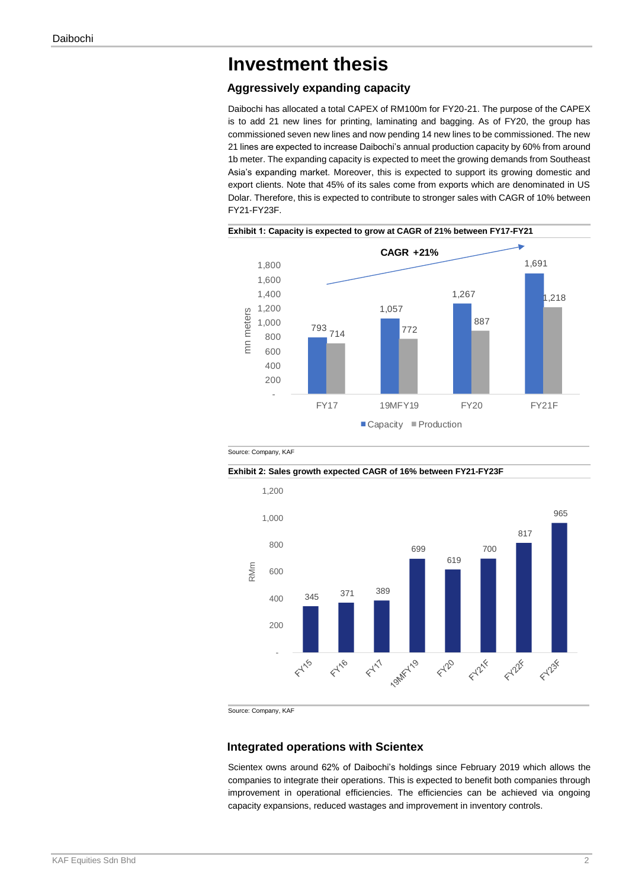# Investment thesis

## Aggressively expanding capacity

Daibochi has allocated a total CAPEX of RM100m for FY20-21. The purpose of the CAPEX is to add 21 new lines for printing, laminating and bagging. As of FY20, the group has commissioned seven new lines and now pending 14 new lines to be commissioned. The new 21 lines are expected to increase Daibochi's annual production capacity by 60% from around 1b meter. The expanding capacity is expected to meet the growing demands from Southeast Asia's expanding market. Moreover, this is expected to support its growing domestic and export clients. Note that 45% of its sales come from exports which are denominated in US Dolar. Therefore, this is expected to contribute to stronger sales with CAGR of 10% between FY21-FY23F.

**Exhibit 1: Capacity is expected to grow at CAGR of 21% between FY17-FY21**

CAGR +21%

| mn meters | FY17 | 19MFY19 | FY20 | FY21F |
|---|---|---|---|---|
| Capacity | 793 | 1,057 | 1,267 | 1,691 |
| Production | 714 | 772 | 887 | 1,218 |

Source: Company, KAF

**Exhibit 2: Sales growth expected CAGR of 16% between FY21-FY23F**

| RMm | FY15 | FY16 | FY17 | 19MFY19 | FY20 | FY21F | FY22F | FY23F |
|---|---|---|---|---|---|---|---|---|
| Sales | 345 | 371 | 389 | 699 | 619 | 700 | 817 | 965 |

Source: Company, KAF

## Integrated operations with Scientex

Scientex owns around 62% of Daibochi's holdings since February 2019 which allows the companies to integrate their operations. This is expected to benefit both companies through improvement in operational efficiencies. The efficiencies can be achieved via ongoing capacity expansions, reduced wastages and improvement in inventory controls.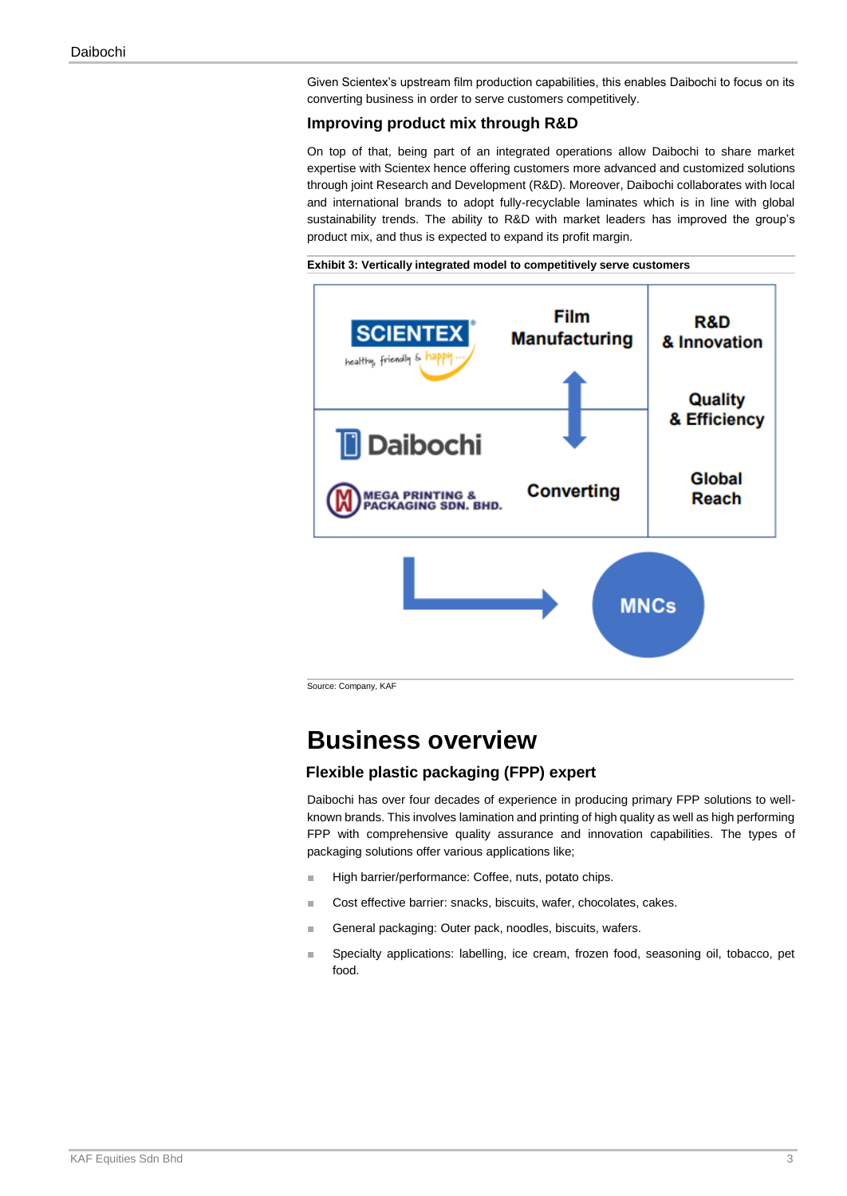Given Scientex's upstream film production capabilities, this enables Daibochi to focus on its converting business in order to serve customers competitively.

### Improving product mix through R&D

On top of that, being part of an integrated operations allow Daibochi to share market expertise with Scientex hence offering customers more advanced and customized solutions through joint Research and Development (R&D). Moreover, Daibochi collaborates with local and international brands to adopt fully-recyclable laminates which is in line with global sustainability trends. The ability to R&D with market leaders has improved the group's product mix, and thus is expected to expand its profit margin.

**Exhibit 3: Vertically integrated model to competitively serve customers**

Source: Company, KAF

# Business overview

### Flexible plastic packaging (FPP) expert

Daibochi has over four decades of experience in producing primary FPP solutions to well-known brands. This involves lamination and printing of high quality as well as high performing FPP with comprehensive quality assurance and innovation capabilities. The types of packaging solutions offer various applications like;

- High barrier/performance: Coffee, nuts, potato chips.
- Cost effective barrier: snacks, biscuits, wafer, chocolates, cakes.
- General packaging: Outer pack, noodles, biscuits, wafers.
- Specialty applications: labelling, ice cream, frozen food, seasoning oil, tobacco, pet food.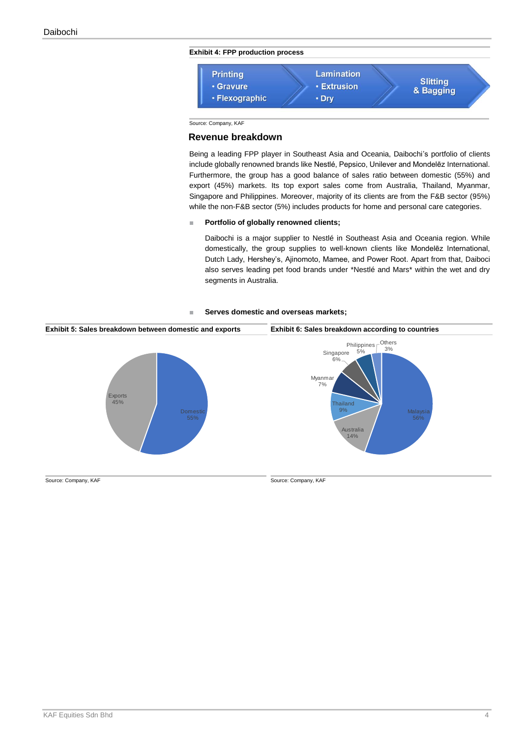**Exhibit 4: FPP production process**

| Printing | Lamination | Slitting & Bagging |
|---|---|---|
| • Gravure | • Extrusion | |
| • Flexographic | • Dry | |

Source: Company, KAF

## Revenue breakdown

Being a leading FPP player in Southeast Asia and Oceania, Daibochi's portfolio of clients include globally renowned brands like Nestlé, Pepsico, Unilever and Mondelēz International. Furthermore, the group has a good balance of sales ratio between domestic (55%) and export (45%) markets. Its top export sales come from Australia, Thailand, Myanmar, Singapore and Philippines. Moreover, majority of its clients are from the F&B sector (95%) while the non-F&B sector (5%) includes products for home and personal care categories.

- **Portfolio of globally renowned clients;**

  Daibochi is a major supplier to Nestlé in Southeast Asia and Oceania region. While domestically, the group supplies to well-known clients like Mondelēz International, Dutch Lady, Hershey's, Ajinomoto, Mamee, and Power Root. Apart from that, Daiboci also serves leading pet food brands under *Nestlé and Mars* within the wet and dry segments in Australia.

- **Serves domestic and overseas markets;**

**Exhibit 5: Sales breakdown between domestic and exports**

| Market | Share |
|---|---|
| Domestic | 55% |
| Exports | 45% |

Source: Company, KAF

**Exhibit 6: Sales breakdown according to countries**

| Country | Share |
|---|---|
| Malaysia | 56% |
| Australia | 14% |
| Thailand | 9% |
| Myanmar | 7% |
| Singapore | 6% |
| Philippines | 5% |
| Others | 3% |

Source: Company, KAF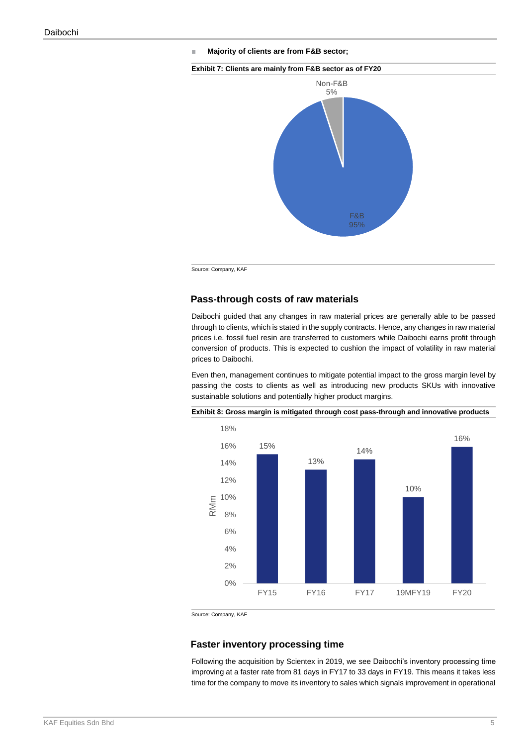- **Majority of clients are from F&B sector;**

**Exhibit 7: Clients are mainly from F&B sector as of FY20**

| Segment | Share |
|---|---|
| F&B | 95% |
| Non-F&B | 5% |

Source: Company, KAF

## Pass-through costs of raw materials

Daibochi guided that any changes in raw material prices are generally able to be passed through to clients, which is stated in the supply contracts. Hence, any changes in raw material prices i.e. fossil fuel resin are transferred to customers while Daibochi earns profit through conversion of products. This is expected to cushion the impact of volatility in raw material prices to Daibochi.

Even then, management continues to mitigate potential impact to the gross margin level by passing the costs to clients as well as introducing new products SKUs with innovative sustainable solutions and potentially higher product margins.

**Exhibit 8: Gross margin is mitigated through cost pass-through and innovative products**

| | FY15 | FY16 | FY17 | 19MFY19 | FY20 |
|---|---|---|---|---|---|
| Gross margin | 15% | 13% | 14% | 10% | 16% |

Source: Company, KAF

## Faster inventory processing time

Following the acquisition by Scientex in 2019, we see Daibochi's inventory processing time improving at a faster rate from 81 days in FY17 to 33 days in FY19. This means it takes less time for the company to move its inventory to sales which signals improvement in operational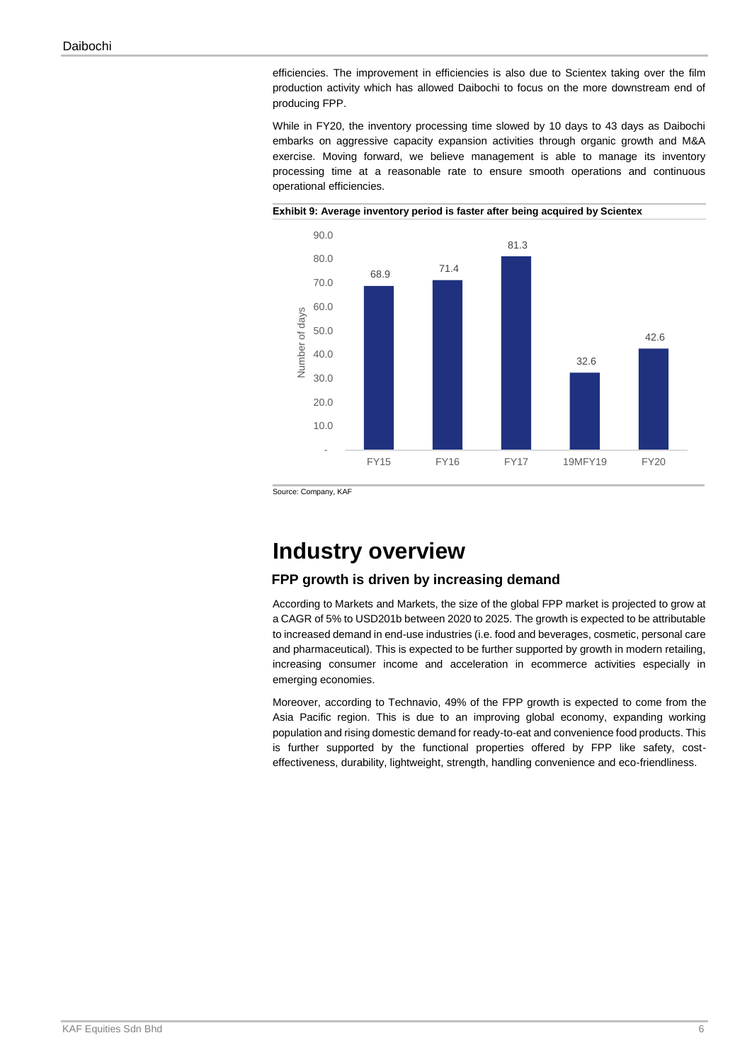efficiencies. The improvement in efficiencies is also due to Scientex taking over the film production activity which has allowed Daibochi to focus on the more downstream end of producing FPP.

While in FY20, the inventory processing time slowed by 10 days to 43 days as Daibochi embarks on aggressive capacity expansion activities through organic growth and M&A exercise. Moving forward, we believe management is able to manage its inventory processing time at a reasonable rate to ensure smooth operations and continuous operational efficiencies.

**Exhibit 9: Average inventory period is faster after being acquired by Scientex**

| Period | Number of days |
|---|---|
| FY15 | 68.9 |
| FY16 | 71.4 |
| FY17 | 81.3 |
| 19MFY19 | 32.6 |
| FY20 | 42.6 |

Source: Company, KAF

# Industry overview

## FPP growth is driven by increasing demand

According to Markets and Markets, the size of the global FPP market is projected to grow at a CAGR of 5% to USD201b between 2020 to 2025. The growth is expected to be attributable to increased demand in end-use industries (i.e. food and beverages, cosmetic, personal care and pharmaceutical). This is expected to be further supported by growth in modern retailing, increasing consumer income and acceleration in ecommerce activities especially in emerging economies.

Moreover, according to Technavio, 49% of the FPP growth is expected to come from the Asia Pacific region. This is due to an improving global economy, expanding working population and rising domestic demand for ready-to-eat and convenience food products. This is further supported by the functional properties offered by FPP like safety, cost-effectiveness, durability, lightweight, strength, handling convenience and eco-friendliness.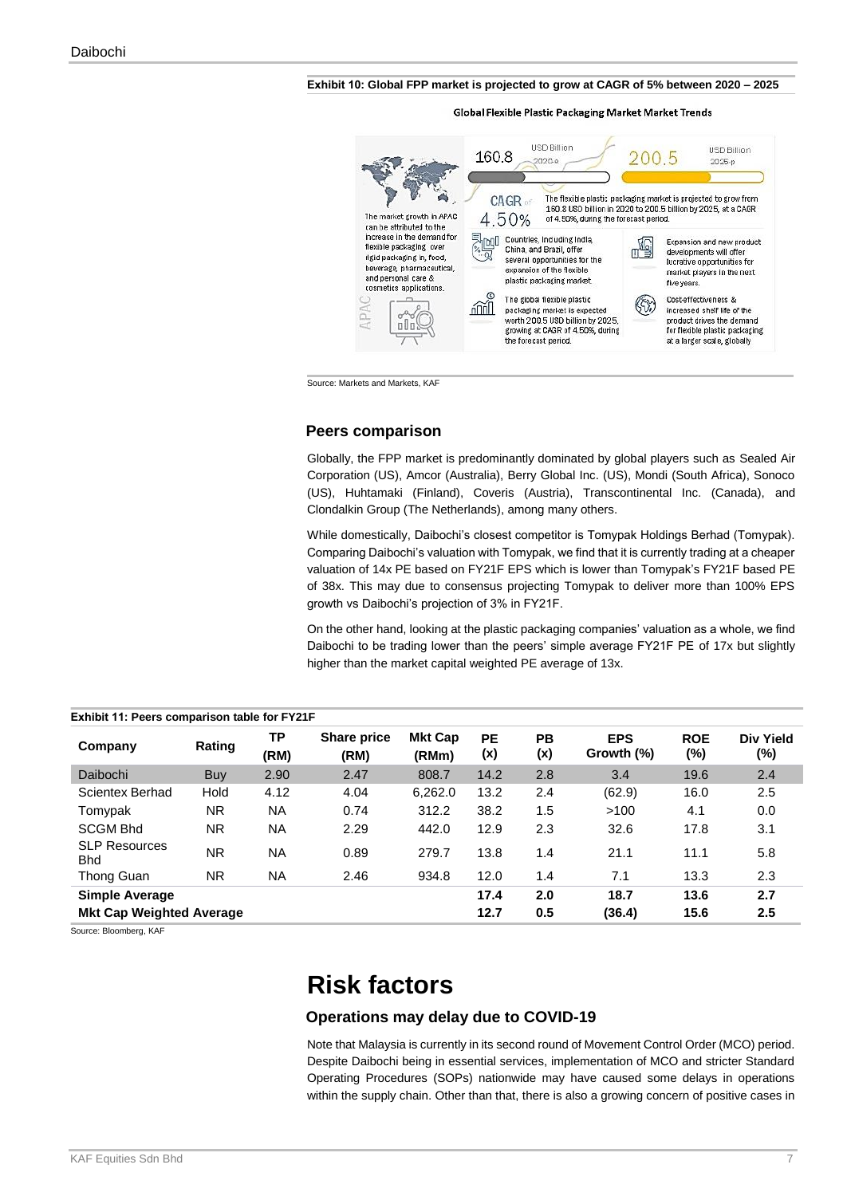**Exhibit 10: Global FPP market is projected to grow at CAGR of 5% between 2020 – 2025**

Global Flexible Plastic Packaging Market Market Trends

160.8 USD Billion 2020-e

200.5 USD Billion 2025-p

CAGR of 4.50%

The flexible plastic packaging market is projected to grow from 160.8 USD billion in 2020 to 200.5 billion by 2025, at a CAGR of 4.50%, during the forecast period.

The market growth in APAC can be attributed to the increase in the demand for flexible packaging over rigid packaging in, food, beverage, pharmaceutical, and personal care & cosmetics applications.

Countries, including India, China, and Brazil, offer several opportunities for the expansion of the flexible plastic packaging market.

Expansion and new product developments will offer lucrative opportunities for market players in the next five years.

The global flexible plastic packaging market is expected worth 200.5 USD billion by 2025, growing at CAGR of 4.50%, during the forecast period.

Cost-effectiveness & increased shelf life of the product drives the demand for flexible plastic packaging at a larger scale, globally

Source: Markets and Markets, KAF

## Peers comparison

Globally, the FPP market is predominantly dominated by global players such as Sealed Air Corporation (US), Amcor (Australia), Berry Global Inc. (US), Mondi (South Africa), Sonoco (US), Huhtamaki (Finland), Coveris (Austria), Transcontinental Inc. (Canada), and Clondalkin Group (The Netherlands), among many others.

While domestically, Daibochi's closest competitor is Tomypak Holdings Berhad (Tomypak). Comparing Daibochi's valuation with Tomypak, we find that it is currently trading at a cheaper valuation of 14x PE based on FY21F EPS which is lower than Tomypak's FY21F based PE of 38x. This may due to consensus projecting Tomypak to deliver more than 100% EPS growth vs Daibochi's projection of 3% in FY21F.

On the other hand, looking at the plastic packaging companies' valuation as a whole, we find Daibochi to be trading lower than the peers' simple average FY21F PE of 17x but slightly higher than the market capital weighted PE average of 13x.

**Exhibit 11: Peers comparison table for FY21F**

| Company | Rating | TP (RM) | Share price (RM) | Mkt Cap (RMm) | PE (x) | PB (x) | EPS Growth (%) | ROE (%) | Div Yield (%) |
|---|---|---|---|---|---|---|---|---|---|
| Daibochi | Buy | 2.90 | 2.47 | 808.7 | 14.2 | 2.8 | 3.4 | 19.6 | 2.4 |
| Scientex Berhad | Hold | 4.12 | 4.04 | 6,262.0 | 13.2 | 2.4 | (62.9) | 16.0 | 2.5 |
| Tomypak | NR | NA | 0.74 | 312.2 | 38.2 | 1.5 | >100 | 4.1 | 0.0 |
| SCGM Bhd | NR | NA | 2.29 | 442.0 | 12.9 | 2.3 | 32.6 | 17.8 | 3.1 |
| SLP Resources Bhd | NR | NA | 0.89 | 279.7 | 13.8 | 1.4 | 21.1 | 11.1 | 5.8 |
| Thong Guan | NR | NA | 2.46 | 934.8 | 12.0 | 1.4 | 7.1 | 13.3 | 2.3 |
| **Simple Average** | | | | | **17.4** | **2.0** | **18.7** | **13.6** | **2.7** |
| **Mkt Cap Weighted Average** | | | | | **12.7** | **0.5** | **(36.4)** | **15.6** | **2.5** |

Source: Bloomberg, KAF

# Risk factors

## Operations may delay due to COVID-19

Note that Malaysia is currently in its second round of Movement Control Order (MCO) period. Despite Daibochi being in essential services, implementation of MCO and stricter Standard Operating Procedures (SOPs) nationwide may have caused some delays in operations within the supply chain. Other than that, there is also a growing concern of positive cases in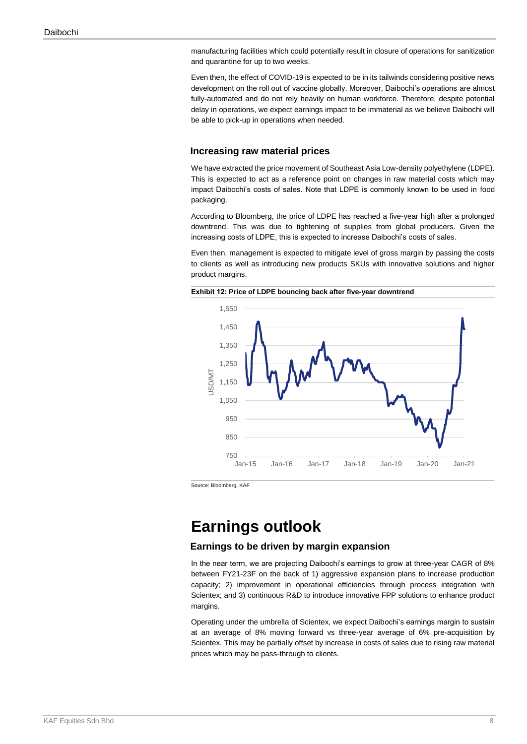manufacturing facilities which could potentially result in closure of operations for sanitization and quarantine for up to two weeks.

Even then, the effect of COVID-19 is expected to be in its tailwinds considering positive news development on the roll out of vaccine globally. Moreover, Daibochi's operations are almost fully-automated and do not rely heavily on human workforce. Therefore, despite potential delay in operations, we expect earnings impact to be immaterial as we believe Daibochi will be able to pick-up in operations when needed.

### Increasing raw material prices

We have extracted the price movement of Southeast Asia Low-density polyethylene (LDPE). This is expected to act as a reference point on changes in raw material costs which may impact Daibochi's costs of sales. Note that LDPE is commonly known to be used in food packaging.

According to Bloomberg, the price of LDPE has reached a five-year high after a prolonged downtrend. This was due to tightening of supplies from global producers. Given the increasing costs of LDPE, this is expected to increase Daibochi's costs of sales.

Even then, management is expected to mitigate level of gross margin by passing the costs to clients as well as introducing new products SKUs with innovative solutions and higher product margins.

**Exhibit 12: Price of LDPE bouncing back after five-year downtrend**

Source: Bloomberg, KAF

# Earnings outlook

### Earnings to be driven by margin expansion

In the near term, we are projecting Daibochi's earnings to grow at three-year CAGR of 8% between FY21-23F on the back of 1) aggressive expansion plans to increase production capacity; 2) improvement in operational efficiencies through process integration with Scientex; and 3) continuous R&D to introduce innovative FPP solutions to enhance product margins.

Operating under the umbrella of Scientex, we expect Daibochi's earnings margin to sustain at an average of 8% moving forward vs three-year average of 6% pre-acquisition by Scientex. This may be partially offset by increase in costs of sales due to rising raw material prices which may be pass-through to clients.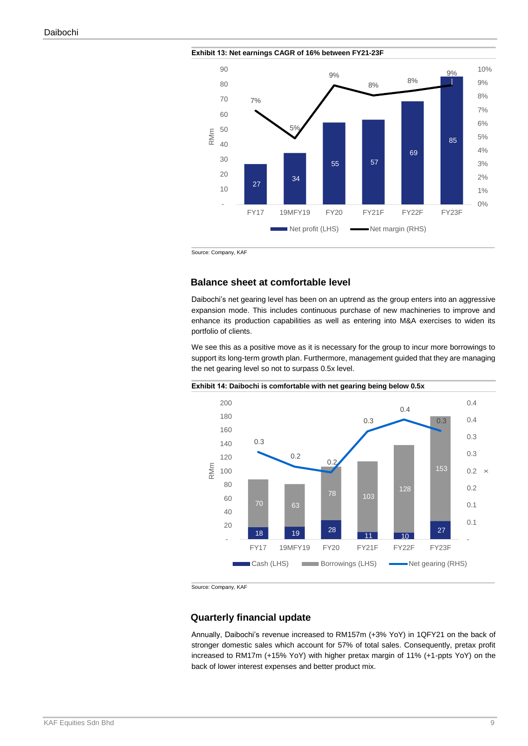**Exhibit 13: Net earnings CAGR of 16% between FY21-23F**

| | FY17 | 19MFY19 | FY20 | FY21F | FY22F | FY23F |
|---|---|---|---|---|---|---|
| Net profit (LHS), RMm | 27 | 34 | 55 | 57 | 69 | 85 |
| Net margin (RHS) | 7% | 5% | 9% | 8% | 8% | 9% |

Source: Company, KAF

## Balance sheet at comfortable level

Daibochi's net gearing level has been on an uptrend as the group enters into an aggressive expansion mode. This includes continuous purchase of new machineries to improve and enhance its production capabilities as well as entering into M&A exercises to widen its portfolio of clients.

We see this as a positive move as it is necessary for the group to incur more borrowings to support its long-term growth plan. Furthermore, management guided that they are managing the net gearing level so not to surpass 0.5x level.

**Exhibit 14: Daibochi is comfortable with net gearing being below 0.5x**

| | FY17 | 19MFY19 | FY20 | FY21F | FY22F | FY23F |
|---|---|---|---|---|---|---|
| Cash (LHS), RMm | 18 | 19 | 28 | 11 | 10 | 27 |
| Borrowings (LHS), RMm | 70 | 63 | 78 | 103 | 128 | 153 |
| Net gearing (RHS), x | 0.3 | 0.2 | 0.2 | 0.3 | 0.4 | 0.3 |

Source: Company, KAF

## Quarterly financial update

Annually, Daibochi's revenue increased to RM157m (+3% YoY) in 1QFY21 on the back of stronger domestic sales which account for 57% of total sales. Consequently, pretax profit increased to RM17m (+15% YoY) with higher pretax margin of 11% (+1-ppts YoY) on the back of lower interest expenses and better product mix.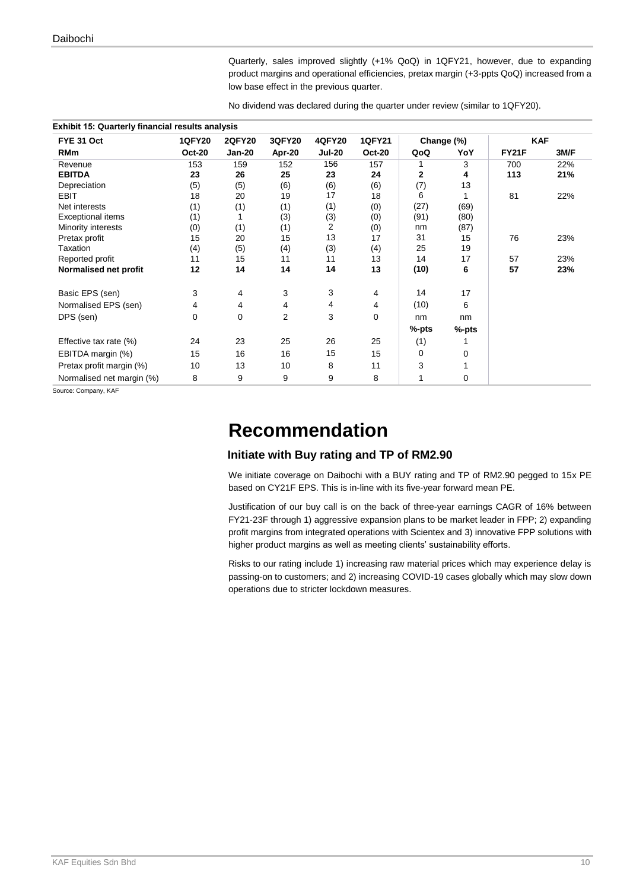Quarterly, sales improved slightly (+1% QoQ) in 1QFY21, however, due to expanding product margins and operational efficiencies, pretax margin (+3-ppts QoQ) increased from a low base effect in the previous quarter.

No dividend was declared during the quarter under review (similar to 1QFY20).

**Exhibit 15: Quarterly financial results analysis**

| FYE 31 Oct | 1QFY20 | 2QFY20 | 3QFY20 | 4QFY20 | 1QFY21 | Change (%) | | KAF | |
|---|---|---|---|---|---|---|---|---|---|
| **RMm** | **Oct-20** | **Jan-20** | **Apr-20** | **Jul-20** | **Oct-20** | **QoQ** | **YoY** | **FY21F** | **3M/F** |
| Revenue | 153 | 159 | 152 | 156 | 157 | 1 | 3 | 700 | 22% |
| **EBITDA** | **23** | **26** | **25** | **23** | **24** | **2** | **4** | **113** | **21%** |
| Depreciation | (5) | (5) | (6) | (6) | (6) | (7) | 13 | | |
| EBIT | 18 | 20 | 19 | 17 | 18 | 6 | 1 | 81 | 22% |
| Net interests | (1) | (1) | (1) | (1) | (0) | (27) | (69) | | |
| Exceptional items | (1) | 1 | (3) | (3) | (0) | (91) | (80) | | |
| Minority interests | (0) | (1) | (1) | 2 | (0) | nm | (87) | | |
| Pretax profit | 15 | 20 | 15 | 13 | 17 | 31 | 15 | 76 | 23% |
| Taxation | (4) | (5) | (4) | (3) | (4) | 25 | 19 | | |
| Reported profit | 11 | 15 | 11 | 11 | 13 | 14 | 17 | 57 | 23% |
| **Normalised net profit** | **12** | **14** | **14** | **14** | **13** | **(10)** | **6** | **57** | **23%** |
| | | | | | | | | | |
| Basic EPS (sen) | 3 | 4 | 3 | 3 | 4 | 14 | 17 | | |
| Normalised EPS (sen) | 4 | 4 | 4 | 4 | 4 | (10) | 6 | | |
| DPS (sen) | 0 | 0 | 2 | 3 | 0 | nm | nm | | |
| | | | | | | %-pts | %-pts | | |
| Effective tax rate (%) | 24 | 23 | 25 | 26 | 25 | (1) | 1 | | |
| EBITDA margin (%) | 15 | 16 | 16 | 15 | 15 | 0 | 0 | | |
| Pretax profit margin (%) | 10 | 13 | 10 | 8 | 11 | 3 | 1 | | |
| Normalised net margin (%) | 8 | 9 | 9 | 9 | 8 | 1 | 0 | | |

Source: Company, KAF

# Recommendation

## Initiate with Buy rating and TP of RM2.90

We initiate coverage on Daibochi with a BUY rating and TP of RM2.90 pegged to 15x PE based on CY21F EPS. This is in-line with its five-year forward mean PE.

Justification of our buy call is on the back of three-year earnings CAGR of 16% between FY21-23F through 1) aggressive expansion plans to be market leader in FPP; 2) expanding profit margins from integrated operations with Scientex and 3) innovative FPP solutions with higher product margins as well as meeting clients' sustainability efforts.

Risks to our rating include 1) increasing raw material prices which may experience delay is passing-on to customers; and 2) increasing COVID-19 cases globally which may slow down operations due to stricter lockdown measures.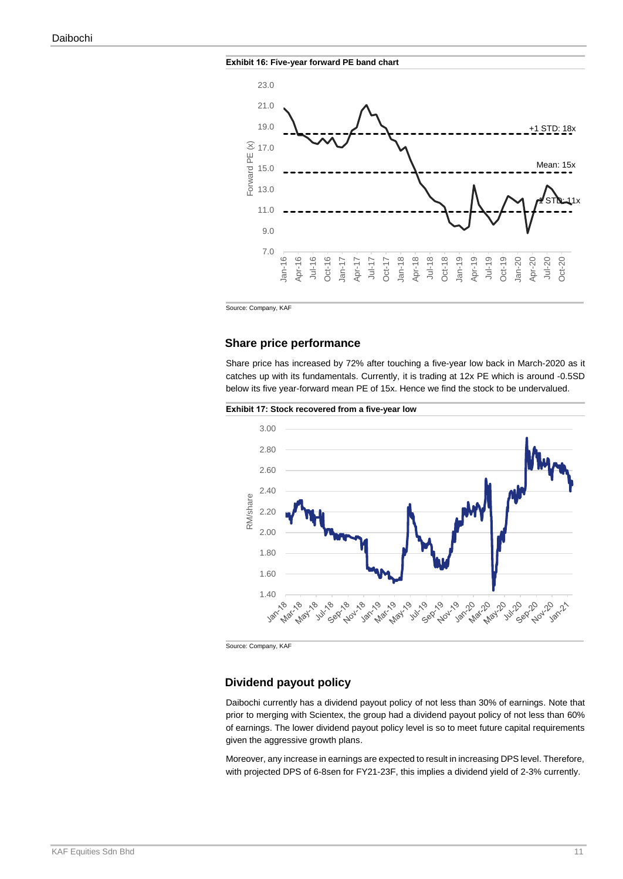**Exhibit 16: Five-year forward PE band chart**

Source: Company, KAF

## Share price performance

Share price has increased by 72% after touching a five-year low back in March-2020 as it catches up with its fundamentals. Currently, it is trading at 12x PE which is around -0.5SD below its five year-forward mean PE of 15x. Hence we find the stock to be undervalued.

**Exhibit 17: Stock recovered from a five-year low**

Source: Company, KAF

## Dividend payout policy

Daibochi currently has a dividend payout policy of not less than 30% of earnings. Note that prior to merging with Scientex, the group had a dividend payout policy of not less than 60% of earnings. The lower dividend payout policy level is so to meet future capital requirements given the aggressive growth plans.

Moreover, any increase in earnings are expected to result in increasing DPS level. Therefore, with projected DPS of 6-8sen for FY21-23F, this implies a dividend yield of 2-3% currently.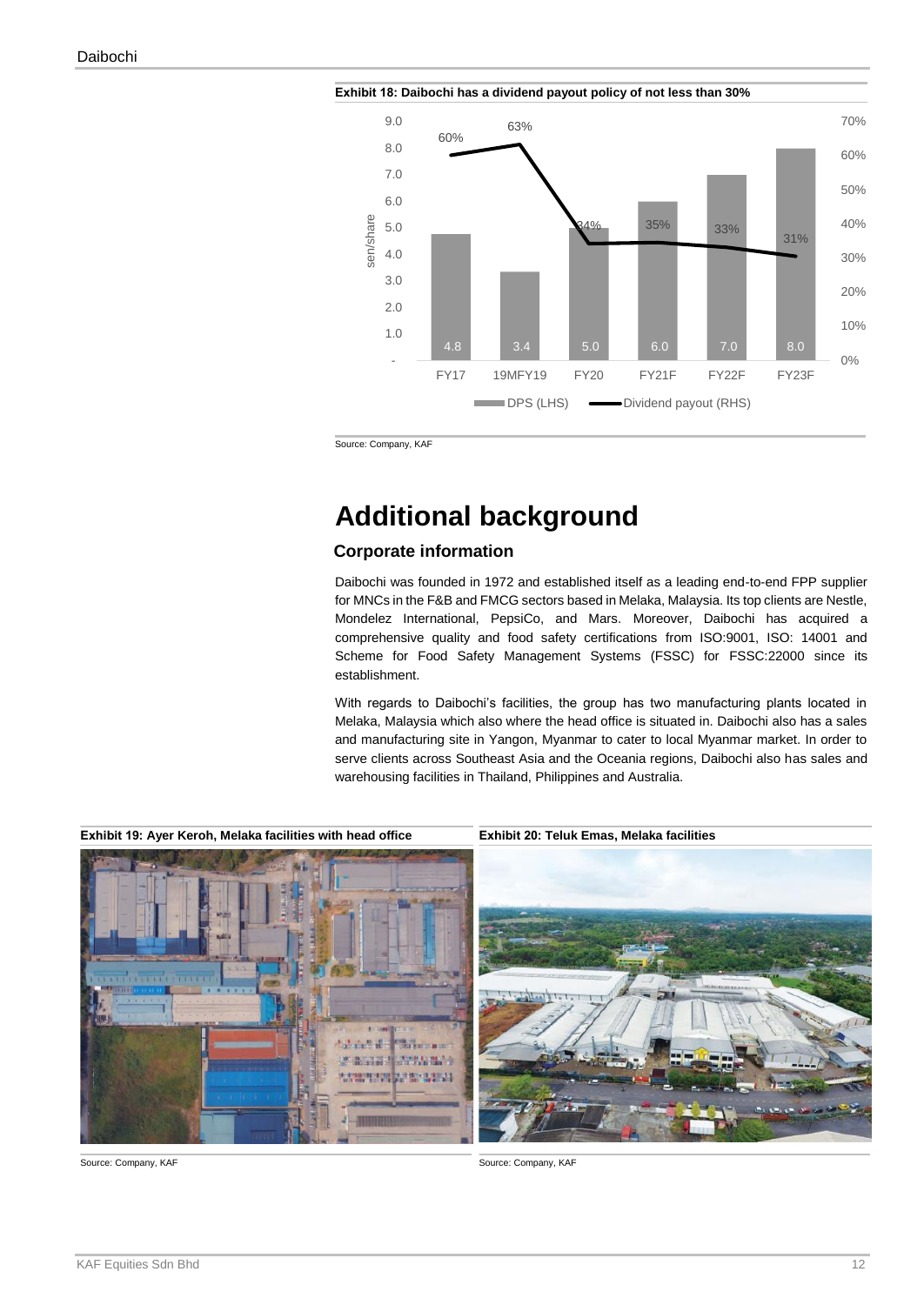**Exhibit 18: Daibochi has a dividend payout policy of not less than 30%**

| | FY17 | 19MFY19 | FY20 | FY21F | FY22F | FY23F |
|---|---|---|---|---|---|---|
| DPS (LHS) (sen/share) | 4.8 | 3.4 | 5.0 | 6.0 | 7.0 | 8.0 |
| Dividend payout (RHS) | 60% | 63% | 34% | 35% | 33% | 31% |

Source: Company, KAF

# Additional background

## Corporate information

Daibochi was founded in 1972 and established itself as a leading end-to-end FPP supplier for MNCs in the F&B and FMCG sectors based in Melaka, Malaysia. Its top clients are Nestle, Mondelez International, PepsiCo, and Mars. Moreover, Daibochi has acquired a comprehensive quality and food safety certifications from ISO:9001, ISO: 14001 and Scheme for Food Safety Management Systems (FSSC) for FSSC:22000 since its establishment.

With regards to Daibochi's facilities, the group has two manufacturing plants located in Melaka, Malaysia which also where the head office is situated in. Daibochi also has a sales and manufacturing site in Yangon, Myanmar to cater to local Myanmar market. In order to serve clients across Southeast Asia and the Oceania regions, Daibochi also has sales and warehousing facilities in Thailand, Philippines and Australia.

**Exhibit 19: Ayer Keroh, Melaka facilities with head office**

Source: Company, KAF

**Exhibit 20: Teluk Emas, Melaka facilities**

Source: Company, KAF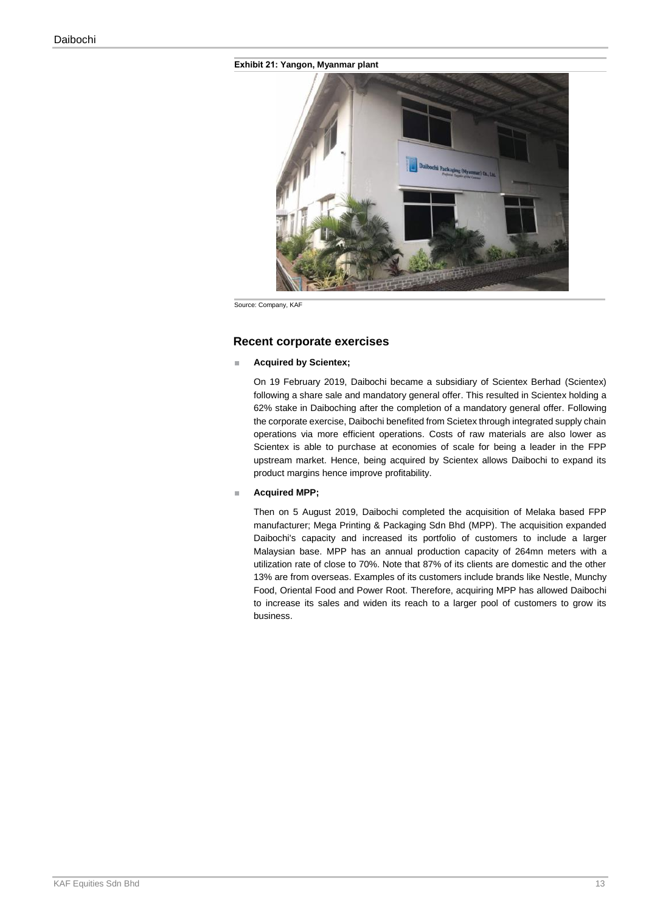**Exhibit 21: Yangon, Myanmar plant**

Source: Company, KAF

## Recent corporate exercises

- **Acquired by Scientex;**

  On 19 February 2019, Daibochi became a subsidiary of Scientex Berhad (Scientex) following a share sale and mandatory general offer. This resulted in Scientex holding a 62% stake in Daiboching after the completion of a mandatory general offer. Following the corporate exercise, Daibochi benefited from Scietex through integrated supply chain operations via more efficient operations. Costs of raw materials are also lower as Scientex is able to purchase at economies of scale for being a leader in the FPP upstream market. Hence, being acquired by Scientex allows Daibochi to expand its product margins hence improve profitability.

- **Acquired MPP;**

  Then on 5 August 2019, Daibochi completed the acquisition of Melaka based FPP manufacturer; Mega Printing & Packaging Sdn Bhd (MPP). The acquisition expanded Daibochi's capacity and increased its portfolio of customers to include a larger Malaysian base. MPP has an annual production capacity of 264mn meters with a utilization rate of close to 70%. Note that 87% of its clients are domestic and the other 13% are from overseas. Examples of its customers include brands like Nestle, Munchy Food, Oriental Food and Power Root. Therefore, acquiring MPP has allowed Daibochi to increase its sales and widen its reach to a larger pool of customers to grow its business.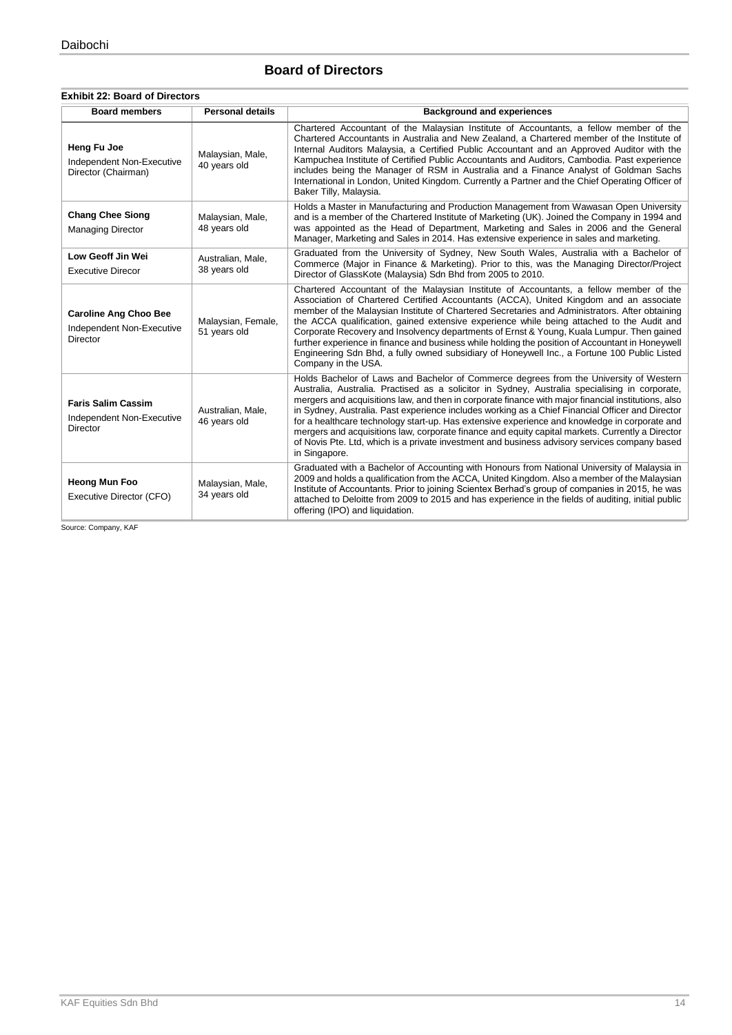## Board of Directors

**Exhibit 22: Board of Directors**

| Board members | Personal details | Background and experiences |
|---|---|---|
| **Heng Fu Joe**<br>Independent Non-Executive Director (Chairman) | Malaysian, Male, 40 years old | Chartered Accountant of the Malaysian Institute of Accountants, a fellow member of the Chartered Accountants in Australia and New Zealand, a Chartered member of the Institute of Internal Auditors Malaysia, a Certified Public Accountant and an Approved Auditor with the Kampuchea Institute of Certified Public Accountants and Auditors, Cambodia. Past experience includes being the Manager of RSM in Australia and a Finance Analyst of Goldman Sachs International in London, United Kingdom. Currently a Partner and the Chief Operating Officer of Baker Tilly, Malaysia. |
| **Chang Chee Siong**<br>Managing Director | Malaysian, Male, 48 years old | Holds a Master in Manufacturing and Production Management from Wawasan Open University and is a member of the Chartered Institute of Marketing (UK). Joined the Company in 1994 and was appointed as the Head of Department, Marketing and Sales in 2006 and the General Manager, Marketing and Sales in 2014. Has extensive experience in sales and marketing. |
| **Low Geoff Jin Wei**<br>Executive Direcor | Australian, Male, 38 years old | Graduated from the University of Sydney, New South Wales, Australia with a Bachelor of Commerce (Major in Finance & Marketing). Prior to this, was the Managing Director/Project Director of GlassKote (Malaysia) Sdn Bhd from 2005 to 2010. |
| **Caroline Ang Choo Bee**<br>Independent Non-Executive Director | Malaysian, Female, 51 years old | Chartered Accountant of the Malaysian Institute of Accountants, a fellow member of the Association of Chartered Certified Accountants (ACCA), United Kingdom and an associate member of the Malaysian Institute of Chartered Secretaries and Administrators. After obtaining the ACCA qualification, gained extensive experience while being attached to the Audit and Corporate Recovery and Insolvency departments of Ernst & Young, Kuala Lumpur. Then gained further experience in finance and business while holding the position of Accountant in Honeywell Engineering Sdn Bhd, a fully owned subsidiary of Honeywell Inc., a Fortune 100 Public Listed Company in the USA. |
| **Faris Salim Cassim**<br>Independent Non-Executive Director | Australian, Male, 46 years old | Holds Bachelor of Laws and Bachelor of Commerce degrees from the University of Western Australia, Australia. Practised as a solicitor in Sydney, Australia specialising in corporate, mergers and acquisitions law, and then in corporate finance with major financial institutions, also in Sydney, Australia. Past experience includes working as a Chief Financial Officer and Director for a healthcare technology start-up. Has extensive experience and knowledge in corporate and mergers and acquisitions law, corporate finance and equity capital markets. Currently a Director of Novis Pte. Ltd, which is a private investment and business advisory services company based in Singapore. |
| **Heong Mun Foo**<br>Executive Director (CFO) | Malaysian, Male, 34 years old | Graduated with a Bachelor of Accounting with Honours from National University of Malaysia in 2009 and holds a qualification from the ACCA, United Kingdom. Also a member of the Malaysian Institute of Accountants. Prior to joining Scientex Berhad's group of companies in 2015, he was attached to Deloitte from 2009 to 2015 and has experience in the fields of auditing, initial public offering (IPO) and liquidation. |

Source: Company, KAF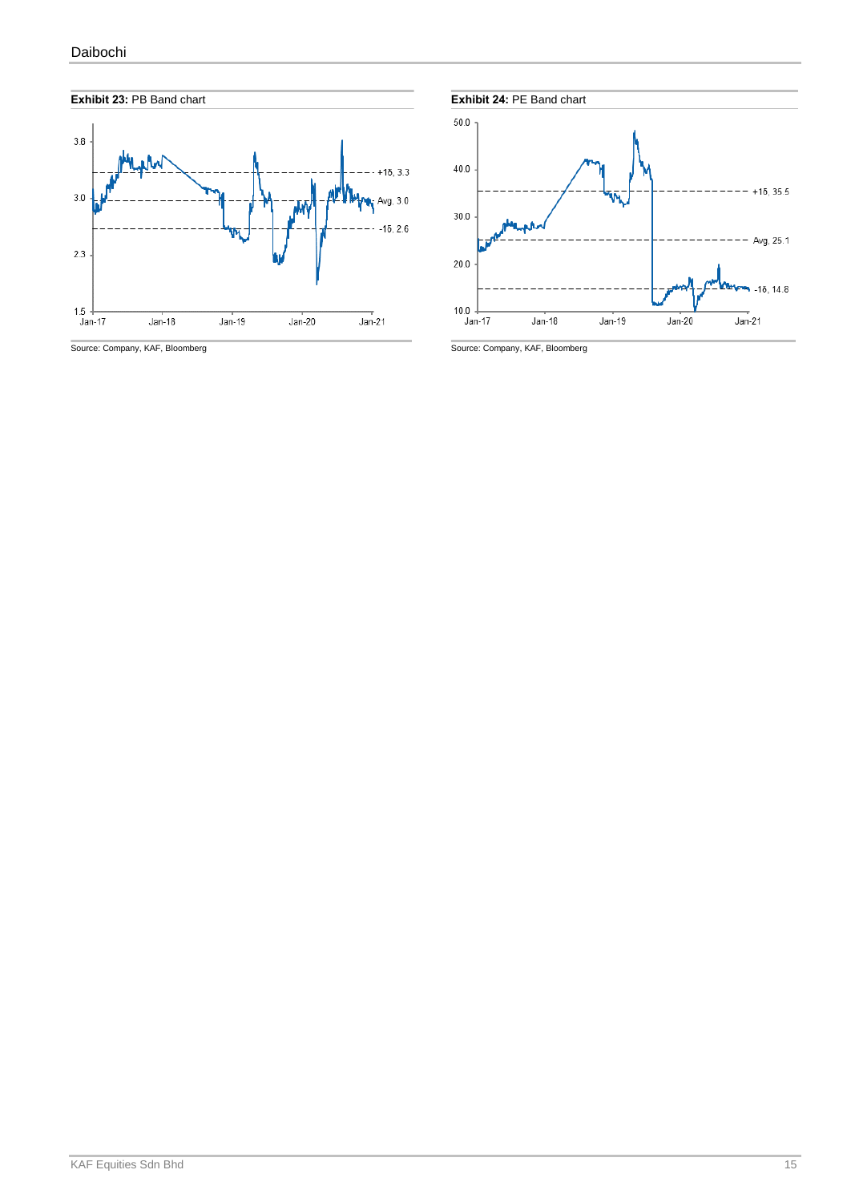**Exhibit 23:** PB Band chart

Source: Company, KAF, Bloomberg

**Exhibit 24:** PE Band chart

Source: Company, KAF, Bloomberg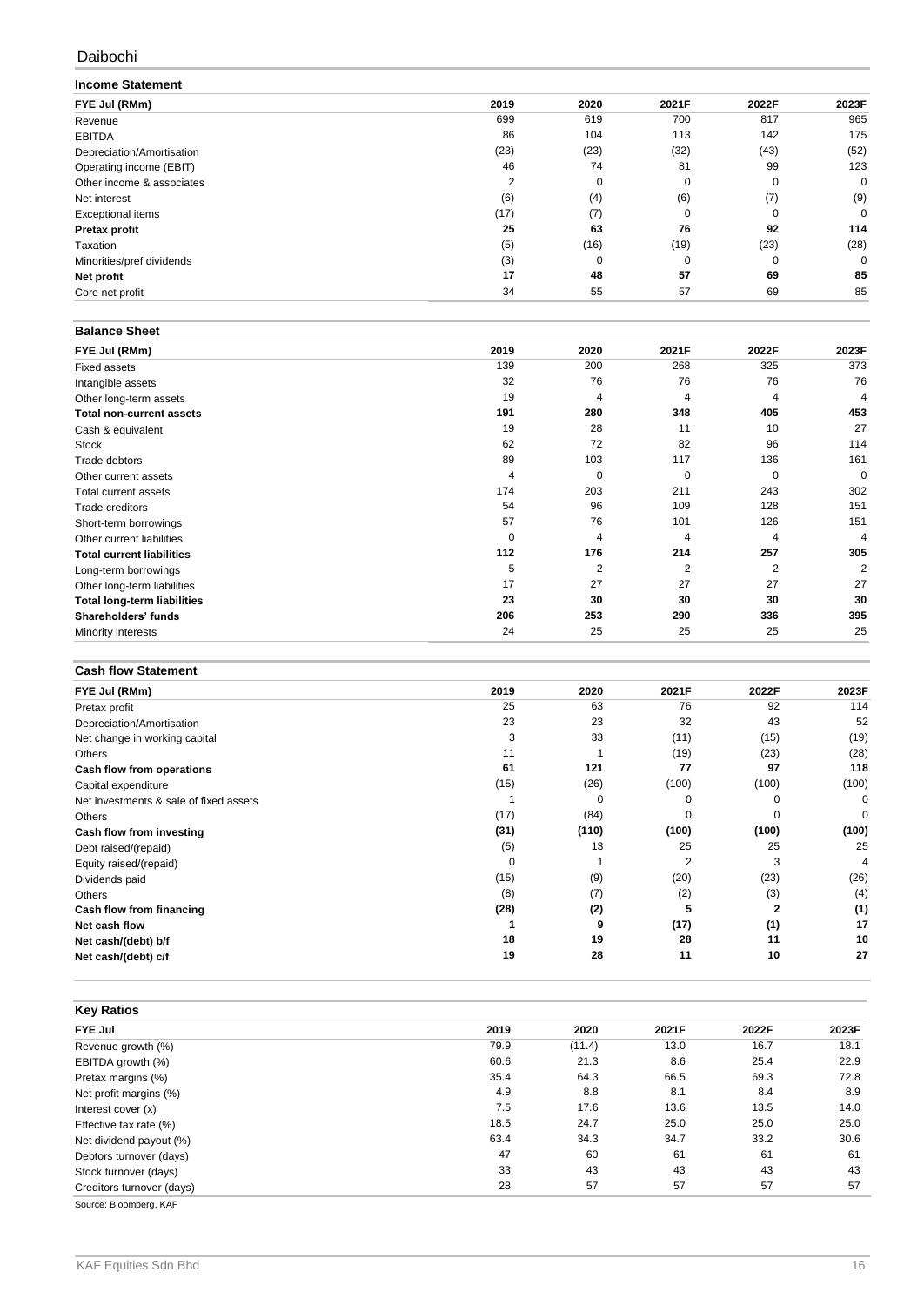Daibochi

## Income Statement

| FYE Jul (RMm) | 2019 | 2020 | 2021F | 2022F | 2023F |
|---|---|---|---|---|---|
| Revenue | 699 | 619 | 700 | 817 | 965 |
| EBITDA | 86 | 104 | 113 | 142 | 175 |
| Depreciation/Amortisation | (23) | (23) | (32) | (43) | (52) |
| Operating income (EBIT) | 46 | 74 | 81 | 99 | 123 |
| Other income & associates | 2 | 0 | 0 | 0 | 0 |
| Net interest | (6) | (4) | (6) | (7) | (9) |
| Exceptional items | (17) | (7) | 0 | 0 | 0 |
| **Pretax profit** | **25** | **63** | **76** | **92** | **114** |
| Taxation | (5) | (16) | (19) | (23) | (28) |
| Minorities/pref dividends | (3) | 0 | 0 | 0 | 0 |
| **Net profit** | **17** | **48** | **57** | **69** | **85** |
| Core net profit | 34 | 55 | 57 | 69 | 85 |

## Balance Sheet

| FYE Jul (RMm) | 2019 | 2020 | 2021F | 2022F | 2023F |
|---|---|---|---|---|---|
| Fixed assets | 139 | 200 | 268 | 325 | 373 |
| Intangible assets | 32 | 76 | 76 | 76 | 76 |
| Other long-term assets | 19 | 4 | 4 | 4 | 4 |
| **Total non-current assets** | **191** | **280** | **348** | **405** | **453** |
| Cash & equivalent | 19 | 28 | 11 | 10 | 27 |
| Stock | 62 | 72 | 82 | 96 | 114 |
| Trade debtors | 89 | 103 | 117 | 136 | 161 |
| Other current assets | 4 | 0 | 0 | 0 | 0 |
| Total current assets | 174 | 203 | 211 | 243 | 302 |
| Trade creditors | 54 | 96 | 109 | 128 | 151 |
| Short-term borrowings | 57 | 76 | 101 | 126 | 151 |
| Other current liabilities | 0 | 4 | 4 | 4 | 4 |
| **Total current liabilities** | **112** | **176** | **214** | **257** | **305** |
| Long-term borrowings | 5 | 2 | 2 | 2 | 2 |
| Other long-term liabilities | 17 | 27 | 27 | 27 | 27 |
| **Total long-term liabilities** | **23** | **30** | **30** | **30** | **30** |
| **Shareholders' funds** | **206** | **253** | **290** | **336** | **395** |
| Minority interests | 24 | 25 | 25 | 25 | 25 |

## Cash flow Statement

| FYE Jul (RMm) | 2019 | 2020 | 2021F | 2022F | 2023F |
|---|---|---|---|---|---|
| Pretax profit | 25 | 63 | 76 | 92 | 114 |
| Depreciation/Amortisation | 23 | 23 | 32 | 43 | 52 |
| Net change in working capital | 3 | 33 | (11) | (15) | (19) |
| Others | 11 | 1 | (19) | (23) | (28) |
| **Cash flow from operations** | **61** | **121** | **77** | **97** | **118** |
| Capital expenditure | (15) | (26) | (100) | (100) | (100) |
| Net investments & sale of fixed assets | 1 | 0 | 0 | 0 | 0 |
| Others | (17) | (84) | 0 | 0 | 0 |
| **Cash flow from investing** | **(31)** | **(110)** | **(100)** | **(100)** | **(100)** |
| Debt raised/(repaid) | (5) | 13 | 25 | 25 | 25 |
| Equity raised/(repaid) | 0 | 1 | 2 | 3 | 4 |
| Dividends paid | (15) | (9) | (20) | (23) | (26) |
| Others | (8) | (7) | (2) | (3) | (4) |
| **Cash flow from financing** | **(28)** | **(2)** | **5** | **2** | **(1)** |
| **Net cash flow** | **1** | **9** | **(17)** | **(1)** | **17** |
| **Net cash/(debt) b/f** | **18** | **19** | **28** | **11** | **10** |
| **Net cash/(debt) c/f** | **19** | **28** | **11** | **10** | **27** |

## Key Ratios

| FYE Jul | 2019 | 2020 | 2021F | 2022F | 2023F |
|---|---|---|---|---|---|
| Revenue growth (%) | 79.9 | (11.4) | 13.0 | 16.7 | 18.1 |
| EBITDA growth (%) | 60.6 | 21.3 | 8.6 | 25.4 | 22.9 |
| Pretax margins (%) | 35.4 | 64.3 | 66.5 | 69.3 | 72.8 |
| Net profit margins (%) | 4.9 | 8.8 | 8.1 | 8.4 | 8.9 |
| Interest cover (x) | 7.5 | 17.6 | 13.6 | 13.5 | 14.0 |
| Effective tax rate (%) | 18.5 | 24.7 | 25.0 | 25.0 | 25.0 |
| Net dividend payout (%) | 63.4 | 34.3 | 34.7 | 33.2 | 30.6 |
| Debtors turnover (days) | 47 | 60 | 61 | 61 | 61 |
| Stock turnover (days) | 33 | 43 | 43 | 43 | 43 |
| Creditors turnover (days) | 28 | 57 | 57 | 57 | 57 |

Source: Bloomberg, KAF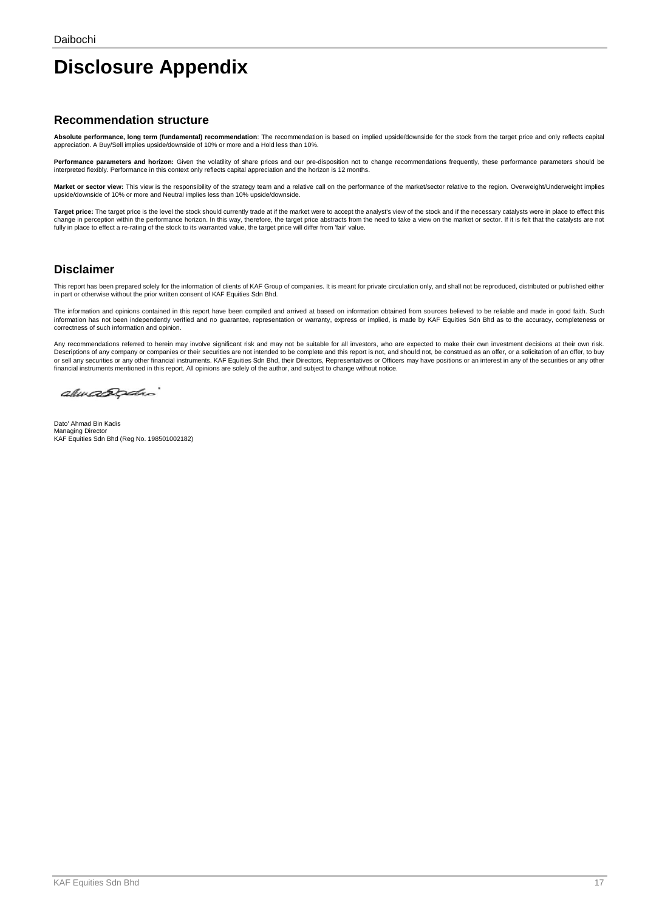# Disclosure Appendix

## Recommendation structure

**Absolute performance, long term (fundamental) recommendation**: The recommendation is based on implied upside/downside for the stock from the target price and only reflects capital appreciation. A Buy/Sell implies upside/downside of 10% or more and a Hold less than 10%.

**Performance parameters and horizon:** Given the volatility of share prices and our pre-disposition not to change recommendations frequently, these performance parameters should be interpreted flexibly. Performance in this context only reflects capital appreciation and the horizon is 12 months.

**Market or sector view:** This view is the responsibility of the strategy team and a relative call on the performance of the market/sector relative to the region. Overweight/Underweight implies upside/downside of 10% or more and Neutral implies less than 10% upside/downside.

**Target price:** The target price is the level the stock should currently trade at if the market were to accept the analyst's view of the stock and if the necessary catalysts were in place to effect this change in perception within the performance horizon. In this way, therefore, the target price abstracts from the need to take a view on the market or sector. If it is felt that the catalysts are not fully in place to effect a re-rating of the stock to its warranted value, the target price will differ from 'fair' value.

## Disclaimer

This report has been prepared solely for the information of clients of KAF Group of companies. It is meant for private circulation only, and shall not be reproduced, distributed or published either in part or otherwise without the prior written consent of KAF Equities Sdn Bhd.

The information and opinions contained in this report have been compiled and arrived at based on information obtained from sources believed to be reliable and made in good faith. Such information has not been independently verified and no guarantee, representation or warranty, express or implied, is made by KAF Equities Sdn Bhd as to the accuracy, completeness or correctness of such information and opinion.

Any recommendations referred to herein may involve significant risk and may not be suitable for all investors, who are expected to make their own investment decisions at their own risk. Descriptions of any company or companies or their securities are not intended to be complete and this report is not, and should not, be construed as an offer, or a solicitation of an offer, to buy or sell any securities or any other financial instruments. KAF Equities Sdn Bhd, their Directors, Representatives or Officers may have positions or an interest in any of the securities or any other financial instruments mentioned in this report. All opinions are solely of the author, and subject to change without notice.

Dato' Ahmad Bin Kadis
Managing Director
KAF Equities Sdn Bhd (Reg No. 198501002182)